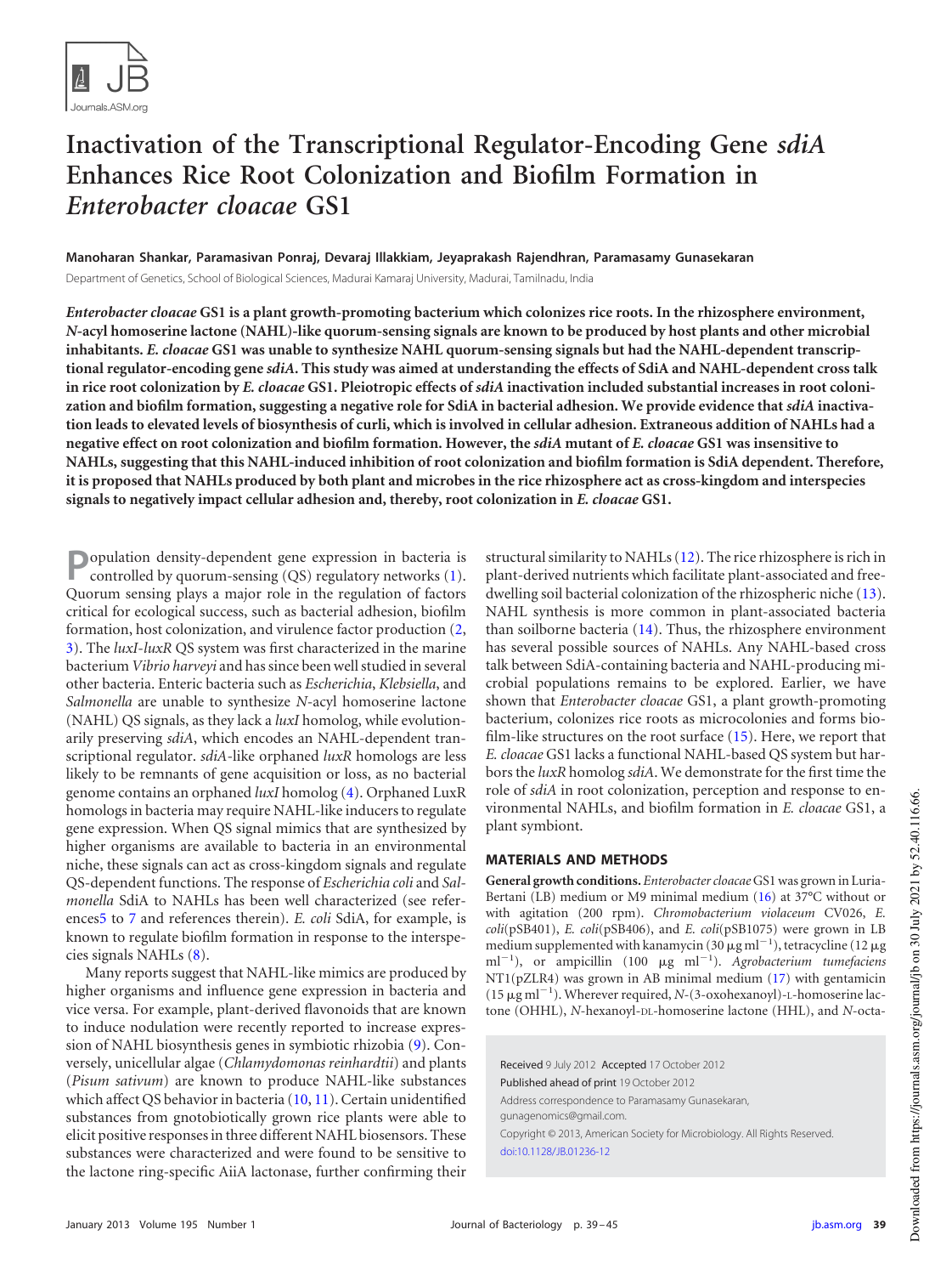# Inactivation of the Transcriptional Regulator-Encoding Gene *sdiA* Enhances Rice Root Colonization and Biofilm Formation in *Enterobacter cloacae* GS1

**Manoharan Shankar, Paramasivan Ponraj, Devaraj Illakkiam, Jeyaprakash Rajendhran, Paramasamy Gunasekaran**

Department of Genetics, School of Biological Sciences, Madurai Kamaraj University, Madurai, Tamilnadu, India

***Enterobacter cloacae*** **GS1 is a plant growth-promoting bacterium which colonizes rice roots. In the rhizosphere environment, *N*-acyl homoserine lactone (NAHL)-like quorum-sensing signals are known to be produced by host plants and other microbial inhabitants. *E. cloacae* GS1 was unable to synthesize NAHL quorum-sensing signals but had the NAHL-dependent transcriptional regulator-encoding gene *sdiA*. This study was aimed at understanding the effects of SdiA and NAHL-dependent cross talk in rice root colonization by *E. cloacae* GS1. Pleiotropic effects of *sdiA* inactivation included substantial increases in root colonization and biofilm formation, suggesting a negative role for SdiA in bacterial adhesion. We provide evidence that *sdiA* inactivation leads to elevated levels of biosynthesis of curli, which is involved in cellular adhesion. Extraneous addition of NAHLs had a negative effect on root colonization and biofilm formation. However, the *sdiA* mutant of *E. cloacae* GS1 was insensitive to NAHLs, suggesting that this NAHL-induced inhibition of root colonization and biofilm formation is SdiA dependent. Therefore, it is proposed that NAHLs produced by both plant and microbes in the rice rhizosphere act as cross-kingdom and interspecies signals to negatively impact cellular adhesion and, thereby, root colonization in *E. cloacae* GS1.**

Population density-dependent gene expression in bacteria is controlled by quorum-sensing (QS) regulatory networks (1). Quorum sensing plays a major role in the regulation of factors critical for ecological success, such as bacterial adhesion, biofilm formation, host colonization, and virulence factor production (2, 3). The *luxI-luxR* QS system was first characterized in the marine bacterium *Vibrio harveyi* and has since been well studied in several other bacteria. Enteric bacteria such as *Escherichia*, *Klebsiella*, and *Salmonella* are unable to synthesize *N*-acyl homoserine lactone (NAHL) QS signals, as they lack a *luxI* homolog, while evolutionarily preserving *sdiA*, which encodes an NAHL-dependent transcriptional regulator. *sdiA*-like orphaned *luxR* homologs are less likely to be remnants of gene acquisition or loss, as no bacterial genome contains an orphaned *luxI* homolog (4). Orphaned LuxR homologs in bacteria may require NAHL-like inducers to regulate gene expression. When QS signal mimics that are synthesized by higher organisms are available to bacteria in an environmental niche, these signals can act as cross-kingdom signals and regulate QS-dependent functions. The response of *Escherichia coli* and *Salmonella* SdiA to NAHLs has been well characterized (see references5 to 7 and references therein). *E. coli* SdiA, for example, is known to regulate biofilm formation in response to the interspecies signals NAHLs (8).

Many reports suggest that NAHL-like mimics are produced by higher organisms and influence gene expression in bacteria and vice versa. For example, plant-derived flavonoids that are known to induce nodulation were recently reported to increase expression of NAHL biosynthesis genes in symbiotic rhizobia (9). Conversely, unicellular algae (*Chlamydomonas reinhardtii*) and plants (*Pisum sativum*) are known to produce NAHL-like substances which affect QS behavior in bacteria (10, 11). Certain unidentified substances from gnotobiotically grown rice plants were able to elicit positive responses in three different NAHL biosensors. These substances were characterized and were found to be sensitive to the lactone ring-specific AiiA lactonase, further confirming their structural similarity to NAHLs (12). The rice rhizosphere is rich in plant-derived nutrients which facilitate plant-associated and free-dwelling soil bacterial colonization of the rhizospheric niche (13). NAHL synthesis is more common in plant-associated bacteria than soilborne bacteria (14). Thus, the rhizosphere environment has several possible sources of NAHLs. Any NAHL-based cross talk between SdiA-containing bacteria and NAHL-producing microbial populations remains to be explored. Earlier, we have shown that *Enterobacter cloacae* GS1, a plant growth-promoting bacterium, colonizes rice roots as microcolonies and forms biofilm-like structures on the root surface (15). Here, we report that *E. cloacae* GS1 lacks a functional NAHL-based QS system but harbors the *luxR* homolog *sdiA*. We demonstrate for the first time the role of *sdiA* in root colonization, perception and response to environmental NAHLs, and biofilm formation in *E. cloacae* GS1, a plant symbiont.

## MATERIALS AND METHODS

**General growth conditions.** *Enterobacter cloacae* GS1 was grown in Luria-Bertani (LB) medium or M9 minimal medium (16) at 37°C without or with agitation (200 rpm). *Chromobacterium violaceum* CV026, *E. coli*(pSB401), *E. coli*(pSB406), and *E. coli*(pSB1075) were grown in LB medium supplemented with kanamycin (30 $\mu$g ml$^{-1}$), tetracycline (12 $\mu$g ml$^{-1}$), or ampicillin (100 $\mu$g ml$^{-1}$). *Agrobacterium tumefaciens* NT1(pZLR4) was grown in AB minimal medium (17) with gentamicin (15 $\mu$g ml$^{-1}$). Wherever required, *N*-(3-oxohexanoyl)-L-homoserine lactone (OHHL), *N*-hexanoyl-DL-homoserine lactone (HHL), and *N*-octa-

Received 9 July 2012 Accepted 17 October 2012

Published ahead of print 19 October 2012

Address correspondence to Paramasamy Gunasekaran, gunagenomics@gmail.com.

Copyright © 2013, American Society for Microbiology. All Rights Reserved.

doi:10.1128/JB.01236-12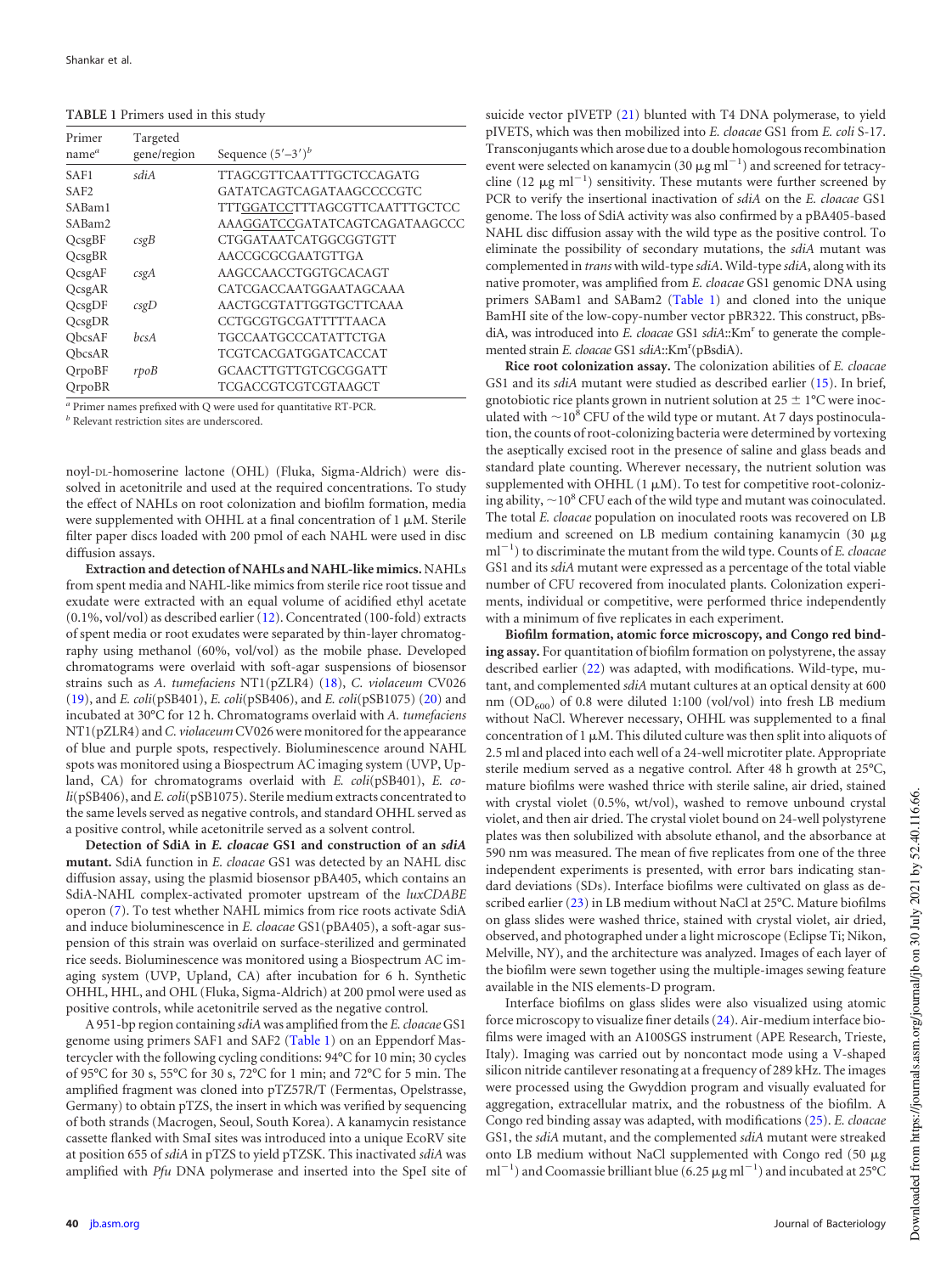**TABLE 1** Primers used in this study

| Primer name[a] | Targeted gene/region | Sequence (5′–3′)[b] |
|---|---|---|
| SAF1 | *sdiA* | TTAGCGTTCAATTTGCTCCAGATG |
| SAF2 | | GATATCAGTCAGATAAGCCCCGTC |
| SABam1 | | TTTGGATCCTTTAGCGTTCAATTTGCTCC |
| SABam2 | | AAAGGATCCGATATCAGTCAGATAAGCCC |
| QcsgBF | *csgB* | CTGGATAATCATGGCGGTGTT |
| QcsgBR | | AACCGCGCGAATGTTGA |
| QcsgAF | *csgA* | AAGCCAACCTGGTGCACAGT |
| QcsgAR | | CATCGACCAATGGAATAGCAAA |
| QcsgDF | *csgD* | AACTGCGTATTGGTGCTTCAAA |
| QcsgDR | | CCTGCGTGCGATTTTTAACA |
| QbcsAF | *bcsA* | TGCCAATGCCCATATTCTGA |
| QbcsAR | | TCGTCACGATGGATCACCAT |
| QrpoBF | *rpoB* | GCAACTTGTTGTCGCGGATT |
| QrpoBR | | TCGACCGTCGTCGTAAGCT |

[a] Primer names prefixed with Q were used for quantitative RT-PCR.
[b] Relevant restriction sites are underscored.

noyl-DL-homoserine lactone (OHL) (Fluka, Sigma-Aldrich) were dissolved in acetonitrile and used at the required concentrations. To study the effect of NAHLs on root colonization and biofilm formation, media were supplemented with OHHL at a final concentration of 1 μM. Sterile filter paper discs loaded with 200 pmol of each NAHL were used in disc diffusion assays.

**Extraction and detection of NAHLs and NAHL-like mimics.** NAHLs from spent media and NAHL-like mimics from sterile rice root tissue and exudate were extracted with an equal volume of acidified ethyl acetate (0.1%, vol/vol) as described earlier (12). Concentrated (100-fold) extracts of spent media or root exudates were separated by thin-layer chromatography using methanol (60%, vol/vol) as the mobile phase. Developed chromatograms were overlaid with soft-agar suspensions of biosensor strains such as *A. tumefaciens* NT1(pZLR4) (18), *C. violaceum* CV026 (19), and *E. coli*(pSB401), *E. coli*(pSB406), and *E. coli*(pSB1075) (20) and incubated at 30°C for 12 h. Chromatograms overlaid with *A. tumefaciens* NT1(pZLR4) and *C. violaceum* CV026 were monitored for the appearance of blue and purple spots, respectively. Bioluminescence around NAHL spots was monitored using a Biospectrum AC imaging system (UVP, Upland, CA) for chromatograms overlaid with *E. coli*(pSB401), *E. coli*(pSB406), and *E. coli*(pSB1075). Sterile medium extracts concentrated to the same levels served as negative controls, and standard OHHL served as a positive control, while acetonitrile served as a solvent control.

**Detection of SdiA in *E. cloacae* GS1 and construction of an *sdiA* mutant.** SdiA function in *E. cloacae* GS1 was detected by an NAHL disc diffusion assay, using the plasmid biosensor pBA405, which contains an SdiA-NAHL complex-activated promoter upstream of the *luxCDABE* operon (7). To test whether NAHL mimics from rice roots activate SdiA and induce bioluminescence in *E. cloacae* GS1(pBA405), a soft-agar suspension of this strain was overlaid on surface-sterilized and germinated rice seeds. Bioluminescence was monitored using a Biospectrum AC imaging system (UVP, Upland, CA) after incubation for 6 h. Synthetic OHHL, HHL, and OHL (Fluka, Sigma-Aldrich) at 200 pmol were used as positive controls, while acetonitrile served as the negative control.

A 951-bp region containing *sdiA* was amplified from the *E. cloacae* GS1 genome using primers SAF1 and SAF2 (Table 1) on an Eppendorf Mastercycler with the following cycling conditions: 94°C for 10 min; 30 cycles of 95°C for 30 s, 55°C for 30 s, 72°C for 1 min; and 72°C for 5 min. The amplified fragment was cloned into pTZ57R/T (Fermentas, Opelstrasse, Germany) to obtain pTZS, the insert in which was verified by sequencing of both strands (Macrogen, Seoul, South Korea). A kanamycin resistance cassette flanked with SmaI sites was introduced into a unique EcoRV site at position 655 of *sdiA* in pTZS to yield pTZSK. This inactivated *sdiA* was amplified with *Pfu* DNA polymerase and inserted into the SpeI site of suicide vector pIVETP (21) blunted with T4 DNA polymerase, to yield pIVETS, which was then mobilized into *E. cloacae* GS1 from *E. coli* S-17. Transconjugants which arose due to a double homologous recombination event were selected on kanamycin (30 μg ml$^{-1}$) and screened for tetracycline (12 μg ml$^{-1}$) sensitivity. These mutants were further screened by PCR to verify the insertional inactivation of *sdiA* on the *E. cloacae* GS1 genome. The loss of SdiA activity was also confirmed by a pBA405-based NAHL disc diffusion assay with the wild type as the positive control. To eliminate the possibility of secondary mutations, the *sdiA* mutant was complemented in *trans* with wild-type *sdiA*. Wild-type *sdiA*, along with its native promoter, was amplified from *E. cloacae* GS1 genomic DNA using primers SABam1 and SABam2 (Table 1) and cloned into the unique BamHI site of the low-copy-number vector pBR322. This construct, pBsdiA, was introduced into *E. cloacae* GS1 *sdiA*::Km$^r$ to generate the complemented strain *E. cloacae* GS1 *sdiA*::Km$^r$(pBsdiA).

**Rice root colonization assay.** The colonization abilities of *E. cloacae* GS1 and its *sdiA* mutant were studied as described earlier (15). In brief, gnotobiotic rice plants grown in nutrient solution at 25 ± 1°C were inoculated with ~$10^8$ CFU of the wild type or mutant. At 7 days postinoculation, the counts of root-colonizing bacteria were determined by vortexing the aseptically excised root in the presence of saline and glass beads and standard plate counting. Wherever necessary, the nutrient solution was supplemented with OHHL (1 μM). To test for competitive root-colonizing ability, ~$10^8$ CFU each of the wild type and mutant was coinoculated. The total *E. cloacae* population on inoculated roots was recovered on LB medium and screened on LB medium containing kanamycin (30 μg ml$^{-1}$) to discriminate the mutant from the wild type. Counts of *E. cloacae* GS1 and its *sdiA* mutant were expressed as a percentage of the total viable number of CFU recovered from inoculated plants. Colonization experiments, individual or competitive, were performed thrice independently with a minimum of five replicates in each experiment.

**Biofilm formation, atomic force microscopy, and Congo red binding assay.** For quantitation of biofilm formation on polystyrene, the assay described earlier (22) was adapted, with modifications. Wild-type, mutant, and complemented *sdiA* mutant cultures at an optical density at 600 nm ($OD_{600}$) of 0.8 were diluted 1:100 (vol/vol) into fresh LB medium without NaCl. Wherever necessary, OHHL was supplemented to a final concentration of 1 μM. This diluted culture was then split into aliquots of 2.5 ml and placed into each well of a 24-well microtiter plate. Appropriate sterile medium served as a negative control. After 48 h growth at 25°C, mature biofilms were washed thrice with sterile saline, air dried, stained with crystal violet (0.5%, wt/vol), washed to remove unbound crystal violet, and then air dried. The crystal violet bound on 24-well polystyrene plates was then solubilized with absolute ethanol, and the absorbance at 590 nm was measured. The mean of five replicates from one of the three independent experiments is presented, with error bars indicating standard deviations (SDs). Interface biofilms were cultivated on glass as described earlier (23) in LB medium without NaCl at 25°C. Mature biofilms on glass slides were washed thrice, stained with crystal violet, air dried, observed, and photographed under a light microscope (Eclipse Ti; Nikon, Melville, NY), and the architecture was analyzed. Images of each layer of the biofilm were sewn together using the multiple-images sewing feature available in the NIS elements-D program.

Interface biofilms on glass slides were also visualized using atomic force microscopy to visualize finer details (24). Air-medium interface biofilms were imaged with an A100SGS instrument (APE Research, Trieste, Italy). Imaging was carried out by noncontact mode using a V-shaped silicon nitride cantilever resonating at a frequency of 289 kHz. The images were processed using the Gwyddion program and visually evaluated for aggregation, extracellular matrix, and the robustness of the biofilm. A Congo red binding assay was adapted, with modifications (25). *E. cloacae* GS1, the *sdiA* mutant, and the complemented *sdiA* mutant were streaked onto LB medium without NaCl supplemented with Congo red (50 μg ml$^{-1}$) and Coomassie brilliant blue (6.25 μg ml$^{-1}$) and incubated at 25°C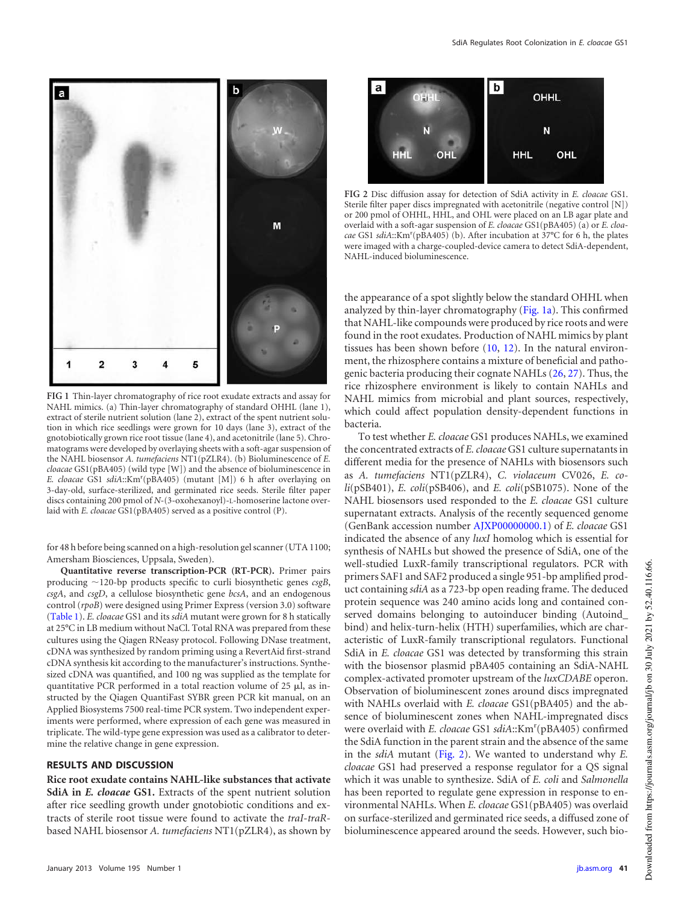FIG 1 Thin-layer chromatography of rice root exudate extracts and assay for NAHL mimics. (a) Thin-layer chromatography of standard OHHL (lane 1), extract of sterile nutrient solution (lane 2), extract of the spent nutrient solution in which rice seedlings were grown for 10 days (lane 3), extract of the gnotobiotically grown rice root tissue (lane 4), and acetonitrile (lane 5). Chromatograms were developed by overlaying sheets with a soft-agar suspension of the NAHL biosensor *A. tumefaciens* NT1(pZLR4). (b) Bioluminescence of *E. cloacae* GS1(pBA405) (wild type [W]) and the absence of bioluminescence in *E. cloacae* GS1 *sdiA*::Km$^r$(pBA405) (mutant [M]) 6 h after overlaying on 3-day-old, surface-sterilized, and germinated rice seeds. Sterile filter paper discs containing 200 pmol of *N*-(3-oxohexanoyl)-L-homoserine lactone overlaid with *E. cloacae* GS1(pBA405) served as a positive control (P).

for 48 h before being scanned on a high-resolution gel scanner (UTA 1100; Amersham Biosciences, Uppsala, Sweden).

**Quantitative reverse transcription-PCR (RT-PCR).** Primer pairs producing ~120-bp products specific to curli biosynthetic genes *csgB*, *csgA*, and *csgD*, a cellulose biosynthetic gene *bcsA*, and an endogenous control (*rpoB*) were designed using Primer Express (version 3.0) software (Table 1). *E. cloacae* GS1 and its *sdiA* mutant were grown for 8 h statically at 25°C in LB medium without NaCl. Total RNA was prepared from these cultures using the Qiagen RNeasy protocol. Following DNase treatment, cDNA was synthesized by random priming using a RevertAid first-strand cDNA synthesis kit according to the manufacturer's instructions. Synthesized cDNA was quantified, and 100 ng was supplied as the template for quantitative PCR performed in a total reaction volume of 25 μl, as instructed by the Qiagen QuantiFast SYBR green PCR kit manual, on an Applied Biosystems 7500 real-time PCR system. Two independent experiments were performed, where expression of each gene was measured in triplicate. The wild-type gene expression was used as a calibrator to determine the relative change in gene expression.

## RESULTS AND DISCUSSION

**Rice root exudate contains NAHL-like substances that activate SdiA in *E. cloacae* GS1.** Extracts of the spent nutrient solution after rice seedling growth under gnotobiotic conditions and extracts of sterile root tissue were found to activate the *traI-traR*-based NAHL biosensor *A. tumefaciens* NT1(pZLR4), as shown by the appearance of a spot slightly below the standard OHHL when analyzed by thin-layer chromatography (Fig. 1a). This confirmed that NAHL-like compounds were produced by rice roots and were found in the root exudates. Production of NAHL mimics by plant tissues has been shown before (10, 12). In the natural environment, the rhizosphere contains a mixture of beneficial and pathogenic bacteria producing their cognate NAHLs (26, 27). Thus, the rice rhizosphere environment is likely to contain NAHLs and NAHL mimics from microbial and plant sources, respectively, which could affect population density-dependent functions in bacteria.

FIG 2 Disc diffusion assay for detection of SdiA activity in *E. cloacae* GS1. Sterile filter paper discs impregnated with acetonitrile (negative control [N]) or 200 pmol of OHHL, HHL, and OHL were placed on an LB agar plate and overlaid with a soft-agar suspension of *E. cloacae* GS1(pBA405) (a) or *E. cloacae* GS1 *sdiA*::Km$^r$(pBA405) (b). After incubation at 37°C for 6 h, the plates were imaged with a charge-coupled-device camera to detect SdiA-dependent, NAHL-induced bioluminescence.

To test whether *E. cloacae* GS1 produces NAHLs, we examined the concentrated extracts of *E. cloacae* GS1 culture supernatants in different media for the presence of NAHLs with biosensors such as *A. tumefaciens* NT1(pZLR4), *C. violaceum* CV026, *E. coli*(pSB401), *E. coli*(pSB406), and *E. coli*(pSB1075). None of the NAHL biosensors used responded to the *E. cloacae* GS1 culture supernatant extracts. Analysis of the recently sequenced genome (GenBank accession number AJXP00000000.1) of *E. cloacae* GS1 indicated the absence of any *luxI* homolog which is essential for synthesis of NAHLs but showed the presence of SdiA, one of the well-studied LuxR-family transcriptional regulators. PCR with primers SAF1 and SAF2 produced a single 951-bp amplified product containing *sdiA* as a 723-bp open reading frame. The deduced protein sequence was 240 amino acids long and contained conserved domains belonging to autoinducer binding (Autoind_bind) and helix-turn-helix (HTH) superfamilies, which are characteristic of LuxR-family transcriptional regulators. Functional SdiA in *E. cloacae* GS1 was detected by transforming this strain with the biosensor plasmid pBA405 containing an SdiA-NAHL complex-activated promoter upstream of the *luxCDABE* operon. Observation of bioluminescent zones around discs impregnated with NAHLs overlaid with *E. cloacae* GS1(pBA405) and the absence of bioluminescent zones when NAHL-impregnated discs were overlaid with *E. cloacae* GS1 *sdiA*::Km$^r$(pBA405) confirmed the SdiA function in the parent strain and the absence of the same in the *sdiA* mutant (Fig. 2). We wanted to understand why *E. cloacae* GS1 had preserved a response regulator for a QS signal which it was unable to synthesize. SdiA of *E. coli* and *Salmonella* has been reported to regulate gene expression in response to environmental NAHLs. When *E. cloacae* GS1(pBA405) was overlaid on surface-sterilized and germinated rice seeds, a diffused zone of bioluminescence appeared around the seeds. However, such bio-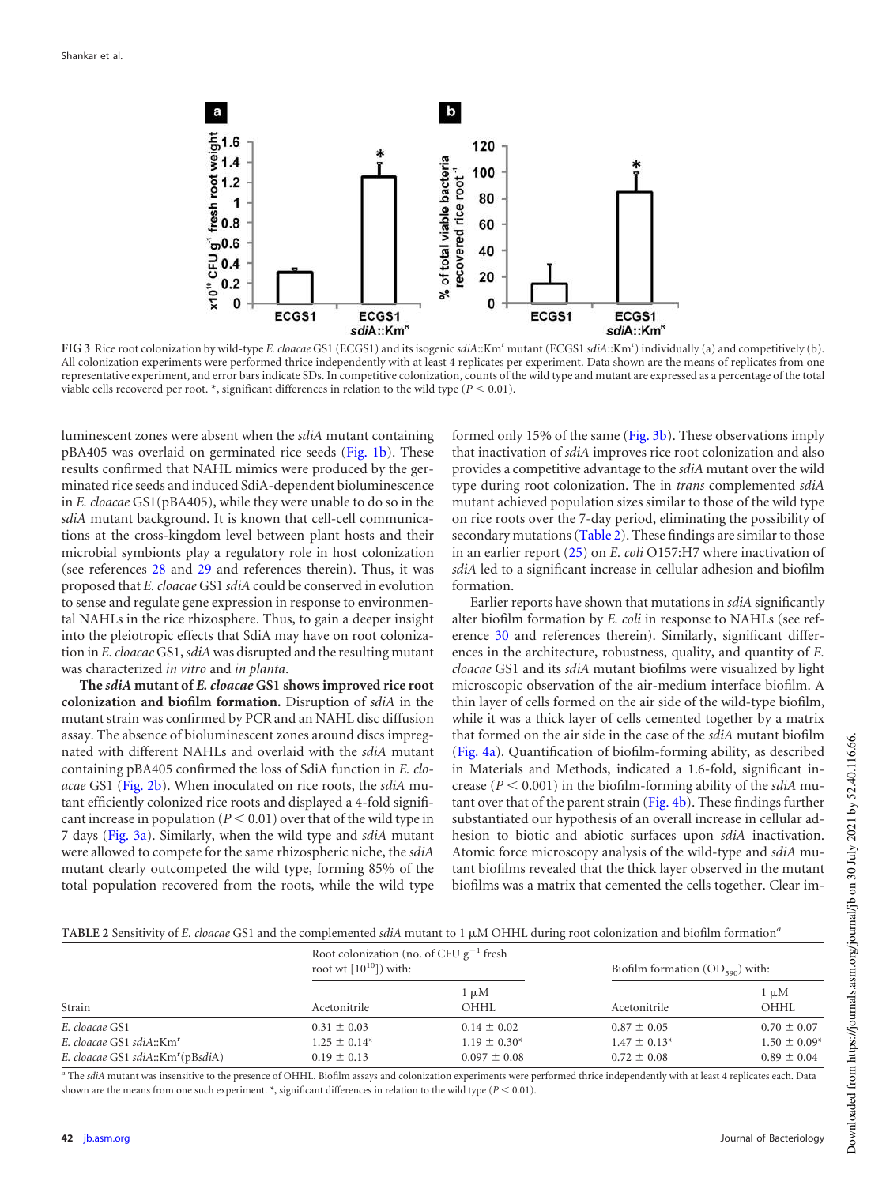FIG 3 Rice root colonization by wild-type *E. cloacae* GS1 (ECGS1) and its isogenic *sdiA*::Km[r] mutant (ECGS1 *sdiA*::Km[r]) individually (a) and competitively (b). All colonization experiments were performed thrice independently with at least 4 replicates per experiment. Data shown are the means of replicates from one representative experiment, and error bars indicate SDs. In competitive colonization, counts of the wild type and mutant are expressed as a percentage of the total viable cells recovered per root. *, significant differences in relation to the wild type ($P < 0.01$).

luminescent zones were absent when the *sdiA* mutant containing pBA405 was overlaid on germinated rice seeds (Fig. 1b). These results confirmed that NAHL mimics were produced by the germinated rice seeds and induced SdiA-dependent bioluminescence in *E. cloacae* GS1(pBA405), while they were unable to do so in the *sdiA* mutant background. It is known that cell-cell communications at the cross-kingdom level between plant hosts and their microbial symbionts play a regulatory role in host colonization (see references 28 and 29 and references therein). Thus, it was proposed that *E. cloacae* GS1 *sdiA* could be conserved in evolution to sense and regulate gene expression in response to environmental NAHLs in the rice rhizosphere. Thus, to gain a deeper insight into the pleiotropic effects that SdiA may have on root colonization in *E. cloacae* GS1, *sdiA* was disrupted and the resulting mutant was characterized *in vitro* and *in planta*.

**The *sdiA* mutant of *E. cloacae* GS1 shows improved rice root colonization and biofilm formation.** Disruption of *sdiA* in the mutant strain was confirmed by PCR and an NAHL disc diffusion assay. The absence of bioluminescent zones around discs impregnated with different NAHLs and overlaid with the *sdiA* mutant containing pBA405 confirmed the loss of SdiA function in *E. cloacae* GS1 (Fig. 2b). When inoculated on rice roots, the *sdiA* mutant efficiently colonized rice roots and displayed a 4-fold significant increase in population ($P < 0.01$) over that of the wild type in 7 days (Fig. 3a). Similarly, when the wild type and *sdiA* mutant were allowed to compete for the same rhizospheric niche, the *sdiA* mutant clearly outcompeted the wild type, forming 85% of the total population recovered from the roots, while the wild type formed only 15% of the same (Fig. 3b). These observations imply that inactivation of *sdiA* improves rice root colonization and also provides a competitive advantage to the *sdiA* mutant over the wild type during root colonization. The in *trans* complemented *sdiA* mutant achieved population sizes similar to those of the wild type on rice roots over the 7-day period, eliminating the possibility of secondary mutations (Table 2). These findings are similar to those in an earlier report (25) on *E. coli* O157:H7 where inactivation of *sdiA* led to a significant increase in cellular adhesion and biofilm formation.

Earlier reports have shown that mutations in *sdiA* significantly alter biofilm formation by *E. coli* in response to NAHLs (see reference 30 and references therein). Similarly, significant differences in the architecture, robustness, quality, and quantity of *E. cloacae* GS1 and its *sdiA* mutant biofilms were visualized by light microscopic observation of the air-medium interface biofilm. A thin layer of cells formed on the air side of the wild-type biofilm, while it was a thick layer of cells cemented together by a matrix formed on the air side in the case of the *sdiA* mutant biofilm (Fig. 4a). Quantification of biofilm-forming ability, as described in Materials and Methods, indicated a 1.6-fold, significant increase ($P < 0.001$) in the biofilm-forming ability of the *sdiA* mutant over that formed on the parent strain (Fig. 4b). These findings further substantiated our hypothesis of an overall increase in cellular adhesion to biotic and abiotic surfaces upon *sdiA* inactivation. Atomic force microscopy analysis of the wild-type and *sdiA* mutant biofilms revealed that the thick layer observed in the mutant biofilms was a matrix that cemented the cells together. Clear im-

TABLE 2 Sensitivity of *E. cloacae* GS1 and the complemented *sdiA* mutant to 1 μM OHHL during root colonization and biofilm formation[a]

| Strain | Root colonization (no. of CFU $g^{-1}$ fresh root wt [$10^{10}$]) with: | | Biofilm formation ($OD_{590}$) with: | |
|---|---|---|---|---|
| | Acetonitrile | 1 μM OHHL | Acetonitrile | 1 μM OHHL |
| *E. cloacae* GS1 | 0.31 ± 0.03 | 0.14 ± 0.02 | 0.87 ± 0.05 | 0.70 ± 0.07 |
| *E. cloacae* GS1 *sdiA*::Km[r] | 1.25 ± 0.14* | 1.19 ± 0.30* | 1.47 ± 0.13* | 1.50 ± 0.09* |
| *E. cloacae* GS1 *sdiA*::Km[r](pB*sdiA*) | 0.19 ± 0.13 | 0.097 ± 0.08 | 0.72 ± 0.08 | 0.89 ± 0.04 |

[a] The *sdiA* mutant was insensitive to the presence of OHHL. Biofilm assays and colonization experiments were performed thrice independently with at least 4 replicates each. Data shown are the means from one such experiment. *, significant differences in relation to the wild type ($P < 0.01$).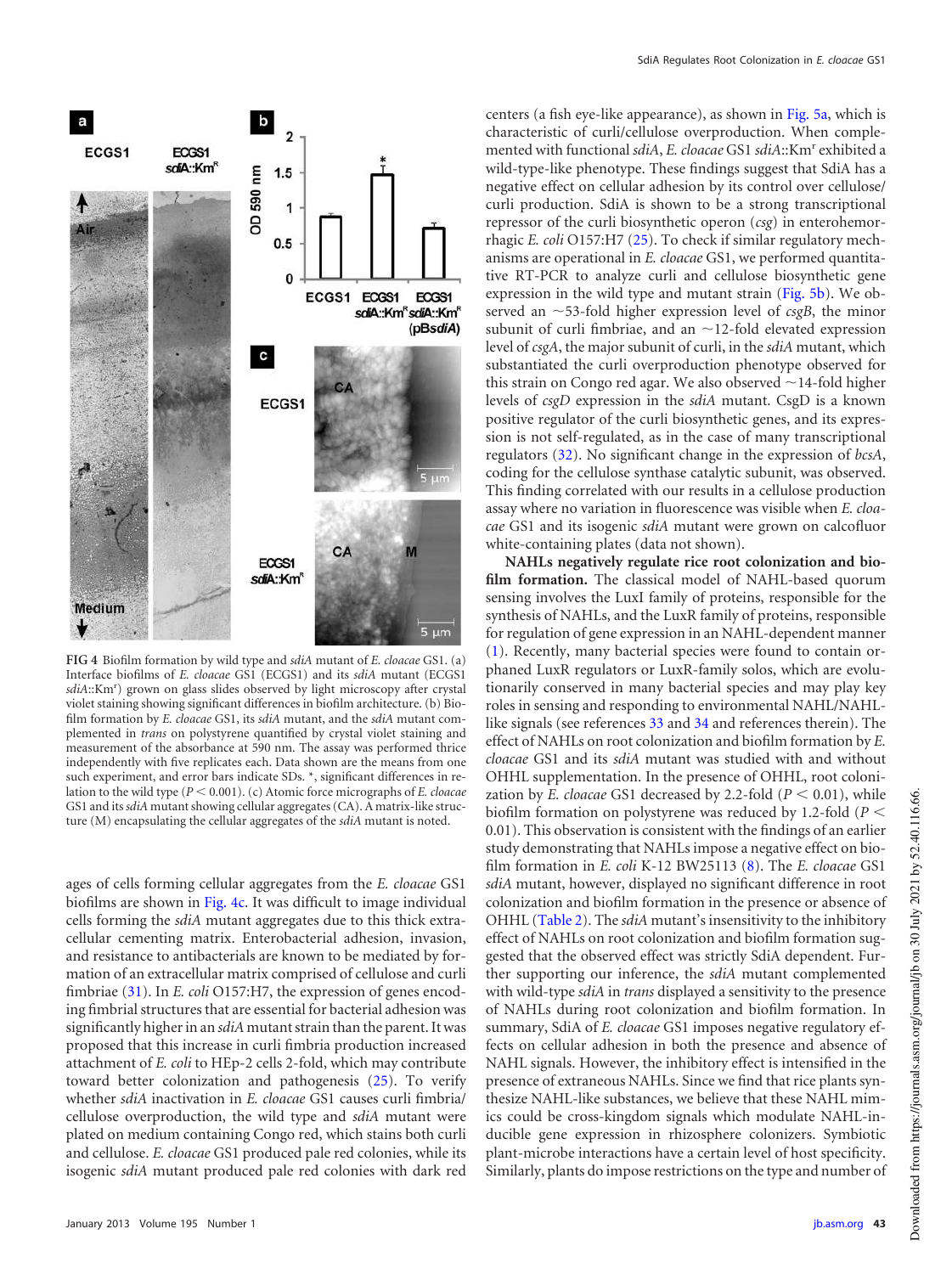FIG 4 Biofilm formation by wild type and *sdiA* mutant of *E. cloacae* GS1. (a) Interface biofilms of *E. cloacae* GS1 (ECGS1) and its *sdiA* mutant (ECGS1 *sdiA*::Km$^r$) grown on glass slides observed by light microscopy after crystal violet staining showing significant differences in biofilm architecture. (b) Biofilm formation by *E. cloacae* GS1, its *sdiA* mutant, and the *sdiA* mutant complemented in *trans* on polystyrene quantified by crystal violet staining and measurement of the absorbance at 590 nm. The assay was performed thrice independently with five replicates each. Data shown are the means from one such experiment, and error bars indicate SDs. *, significant differences in relation to the wild type ($P < 0.001$). (c) Atomic force micrographs of *E. cloacae* GS1 and its *sdiA* mutant showing cellular aggregates (CA). A matrix-like structure (M) encapsulating the cellular aggregates of the *sdiA* mutant is noted.

ages of cells forming cellular aggregates from the *E. cloacae* GS1 biofilms are shown in Fig. 4c. It was difficult to image individual cells forming the *sdiA* mutant aggregates due to this thick extracellular cementing matrix. Enterobacterial adhesion, invasion, and resistance to antibacterials are known to be mediated by formation of an extracellular matrix comprised of cellulose and curli fimbriae (31). In *E. coli* O157:H7, the expression of genes encoding fimbrial structures that are essential for bacterial adhesion was significantly higher in an *sdiA* mutant strain than the parent. It was proposed that this increase in curli fimbria production increased attachment of *E. coli* to HEp-2 cells 2-fold, which may contribute toward better colonization and pathogenesis (25). To verify whether *sdiA* inactivation in *E. cloacae* GS1 causes curli fimbria/cellulose overproduction, the wild type and *sdiA* mutant were plated on medium containing Congo red, which stains both curli and cellulose. *E. cloacae* GS1 produced pale red colonies, while its isogenic *sdiA* mutant produced pale red colonies with dark red centers (a fish eye-like appearance), as shown in Fig. 5a, which is characteristic of curli/cellulose overproduction. When complemented with functional *sdiA*, *E. cloacae* GS1 *sdiA*::Km$^r$ exhibited a wild-type-like phenotype. These findings suggest that SdiA has a negative effect on cellular adhesion by its control over cellulose/curli production. SdiA is shown to be a strong transcriptional repressor of the curli biosynthetic operon (*csg*) in enterohemorrhagic *E. coli* O157:H7 (25). To check if similar regulatory mechanisms are operational in *E. cloacae* GS1, we performed quantitative RT-PCR to analyze curli and cellulose biosynthetic gene expression in the wild type and mutant strain (Fig. 5b). We observed an ~53-fold higher expression level of *csgB*, the minor subunit of curli fimbriae, and an ~12-fold elevated expression level of *csgA*, the major subunit of curli, in the *sdiA* mutant, which substantiated the curli overproduction phenotype observed for this strain on Congo red agar. We also observed ~14-fold higher levels of *csgD* expression in the *sdiA* mutant. CsgD is a known positive regulator of the curli biosynthetic genes, and its expression is not self-regulated, as in the case of many transcriptional regulators (32). No significant change in the expression of *bcsA*, coding for the cellulose synthase catalytic subunit, was observed. This finding correlated with our results in a cellulose production assay where no variation in fluorescence was visible when *E. cloacae* GS1 and its isogenic *sdiA* mutant were grown on calcofluor white-containing plates (data not shown).

**NAHLs negatively regulate rice root colonization and biofilm formation.** The classical model of NAHL-based quorum sensing involves the LuxI family of proteins, responsible for the synthesis of NAHLs, and the LuxR family of proteins, responsible for regulation of gene expression in an NAHL-dependent manner (1). Recently, many bacterial species were found to contain orphaned LuxR regulators or LuxR-family solos, which are evolutionarily conserved in many bacterial species and may play key roles in sensing and responding to environmental NAHL/NAHL-like signals (see references 33 and 34 and references therein). The effect of NAHLs on root colonization and biofilm formation by *E. cloacae* GS1 and its *sdiA* mutant was studied with and without OHHL supplementation. In the presence of OHHL, root colonization by *E. cloacae* GS1 decreased by 2.2-fold ($P < 0.01$), while biofilm formation on polystyrene was reduced by 1.2-fold ($P < 0.01$). This observation is consistent with the findings of an earlier study demonstrating that NAHLs impose a negative effect on biofilm formation in *E. coli* K-12 BW25113 (8). The *E. cloacae* GS1 *sdiA* mutant, however, displayed no significant difference in root colonization and biofilm formation in the presence or absence of OHHL (Table 2). The *sdiA* mutant's insensitivity to the inhibitory effect of NAHLs on root colonization and biofilm formation suggested that the observed effect was strictly SdiA dependent. Further supporting our inference, the *sdiA* mutant complemented with wild-type *sdiA* in *trans* displayed a sensitivity to the presence of NAHLs during root colonization and biofilm formation. In summary, SdiA of *E. cloacae* GS1 imposes negative regulatory effects on cellular adhesion in both the presence and absence of NAHL signals. However, the inhibitory effect is intensified in the presence of extraneous NAHLs. Since we find that rice plants synthesize NAHL-like substances, we believe that these NAHL mimics could be cross-kingdom signals which modulate NAHL-inducible gene expression in rhizosphere colonizers. Symbiotic plant-microbe interactions have a certain level of host specificity. Similarly, plants do impose restrictions on the type and number of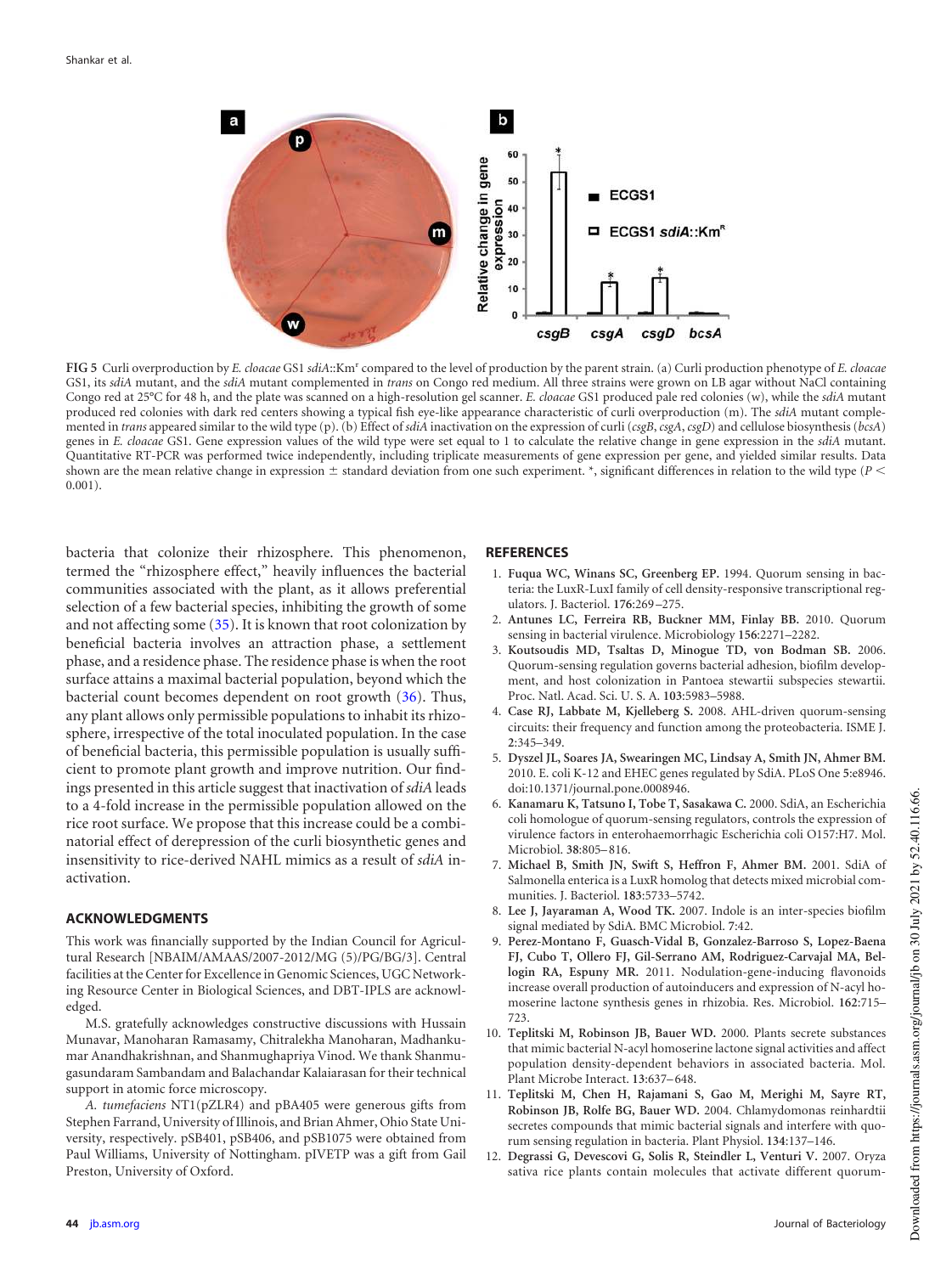FIG 5 Curli overproduction by *E. cloacae* GS1 *sdiA*::Km$^r$ compared to the level of production by the parent strain. (a) Curli production phenotype of *E. cloacae* GS1, its *sdiA* mutant, and the *sdiA* mutant complemented in *trans* on Congo red medium. All three strains were grown on LB agar without NaCl containing Congo red at 25°C for 48 h, and the plate was scanned on a high-resolution gel scanner. *E. cloacae* GS1 produced pale red colonies (w), while the *sdiA* mutant produced red colonies with dark red centers showing a typical fish eye-like appearance characteristic of curli overproduction (m). The *sdiA* mutant complemented in *trans* appeared similar to the wild type (p). (b) Effect of *sdiA* inactivation on the expression of curli (*csgB*, *csgA*, *csgD*) and cellulose biosynthesis (*bcsA*) genes in *E. cloacae* GS1. Gene expression values of the wild type were set equal to 1 to calculate the relative change in gene expression in the *sdiA* mutant. Quantitative RT-PCR was performed twice independently, including triplicate measurements of gene expression per gene, and yielded similar results. Data shown are the mean relative change in expression ± standard deviation from one such experiment. *, significant differences in relation to the wild type ($P < 0.001$).

bacteria that colonize their rhizosphere. This phenomenon, termed the "rhizosphere effect," heavily influences the bacterial communities associated with the plant, as it allows preferential selection of a few bacterial species, inhibiting the growth of some and not affecting some (35). It is known that root colonization by beneficial bacteria involves an attraction phase, a settlement phase, and a residence phase. The residence phase is when the root surface attains a maximal bacterial population, beyond which the bacterial count becomes dependent on root growth (36). Thus, any plant allows only permissible populations to inhabit its rhizosphere, irrespective of the total inoculated population. In the case of beneficial bacteria, this permissible population is usually sufficient to promote plant growth and improve nutrition. Our findings presented in this article suggest that inactivation of *sdiA* leads to a 4-fold increase in the permissible population allowed on the rice root surface. We propose that this increase could be a combinatorial effect of derepression of the curli biosynthetic genes and insensitivity to rice-derived NAHL mimics as a result of *sdiA* inactivation.

## ACKNOWLEDGMENTS

This work was financially supported by the Indian Council for Agricultural Research [NBAIM/AMAAS/2007-2012/MG (5)/PG/BG/3]. Central facilities at the Center for Excellence in Genomic Sciences, UGC Networking Resource Center in Biological Sciences, and DBT-IPLS are acknowledged.

M.S. gratefully acknowledges constructive discussions with Hussain Munavar, Manoharan Ramasamy, Chitralekha Manoharan, Madhankumar Anandhakrishnan, and Shanmughapriya Vinod. We thank Shanmugasundaram Sambandam and Balachandar Kalaiarasan for their technical support in atomic force microscopy.

*A. tumefaciens* NT1(pZLR4) and pBA405 were generous gifts from Stephen Farrand, University of Illinois, and Brian Ahmer, Ohio State University, respectively. pSB401, pSB406, and pSB1075 were obtained from Paul Williams, University of Nottingham. pIVETP was a gift from Gail Preston, University of Oxford.

## REFERENCES

1. **Fuqua WC, Winans SC, Greenberg EP.** 1994. Quorum sensing in bacteria: the LuxR-LuxI family of cell density-responsive transcriptional regulators. J. Bacteriol. **176**:269–275.
2. **Antunes LC, Ferreira RB, Buckner MM, Finlay BB.** 2010. Quorum sensing in bacterial virulence. Microbiology **156**:2271–2282.
3. **Koutsoudis MD, Tsaltas D, Minogue TD, von Bodman SB.** 2006. Quorum-sensing regulation governs bacterial adhesion, biofilm development, and host colonization in Pantoea stewartii subspecies stewartii. Proc. Natl. Acad. Sci. U. S. A. **103**:5983–5988.
4. **Case RJ, Labbate M, Kjelleberg S.** 2008. AHL-driven quorum-sensing circuits: their frequency and function among the proteobacteria. ISME J. **2**:345–349.
5. **Dyszel JL, Soares JA, Swearingen MC, Lindsay A, Smith JN, Ahmer BM.** 2010. E. coli K-12 and EHEC genes regulated by SdiA. PLoS One **5**:e8946. doi:10.1371/journal.pone.0008946.
6. **Kanamaru K, Tatsuno I, Tobe T, Sasakawa C.** 2000. SdiA, an Escherichia coli homologue of quorum-sensing regulators, controls the expression of virulence factors in enterohaemorrhagic Escherichia coli O157:H7. Mol. Microbiol. **38**:805–816.
7. **Michael B, Smith JN, Swift S, Heffron F, Ahmer BM.** 2001. SdiA of Salmonella enterica is a LuxR homolog that detects mixed microbial communities. J. Bacteriol. **183**:5733–5742.
8. **Lee J, Jayaraman A, Wood TK.** 2007. Indole is an inter-species biofilm signal mediated by SdiA. BMC Microbiol. **7**:42.
9. **Perez-Montano F, Guasch-Vidal B, Gonzalez-Barroso S, Lopez-Baena FJ, Cubo T, Ollero FJ, Gil-Serrano AM, Rodriguez-Carvajal MA, Bellogin RA, Espuny MR.** 2011. Nodulation-gene-inducing flavonoids increase overall production of autoinducers and expression of N-acyl homoserine lactone synthesis genes in rhizobia. Res. Microbiol. **162**:715–723.
10. **Teplitski M, Robinson JB, Bauer WD.** 2000. Plants secrete substances that mimic bacterial N-acyl homoserine lactone signal activities and affect population density-dependent behaviors in associated bacteria. Mol. Plant Microbe Interact. **13**:637–648.
11. **Teplitski M, Chen H, Rajamani S, Gao M, Merighi M, Sayre RT, Robinson JB, Rolfe BG, Bauer WD.** 2004. Chlamydomonas reinhardtii secretes compounds that mimic bacterial signals and interfere with quorum sensing regulation in bacteria. Plant Physiol. **134**:137–146.
12. **Degrassi G, Devescovi G, Solis R, Steindler L, Venturi V.** 2007. Oryza sativa rice plants contain molecules that activate different quorum-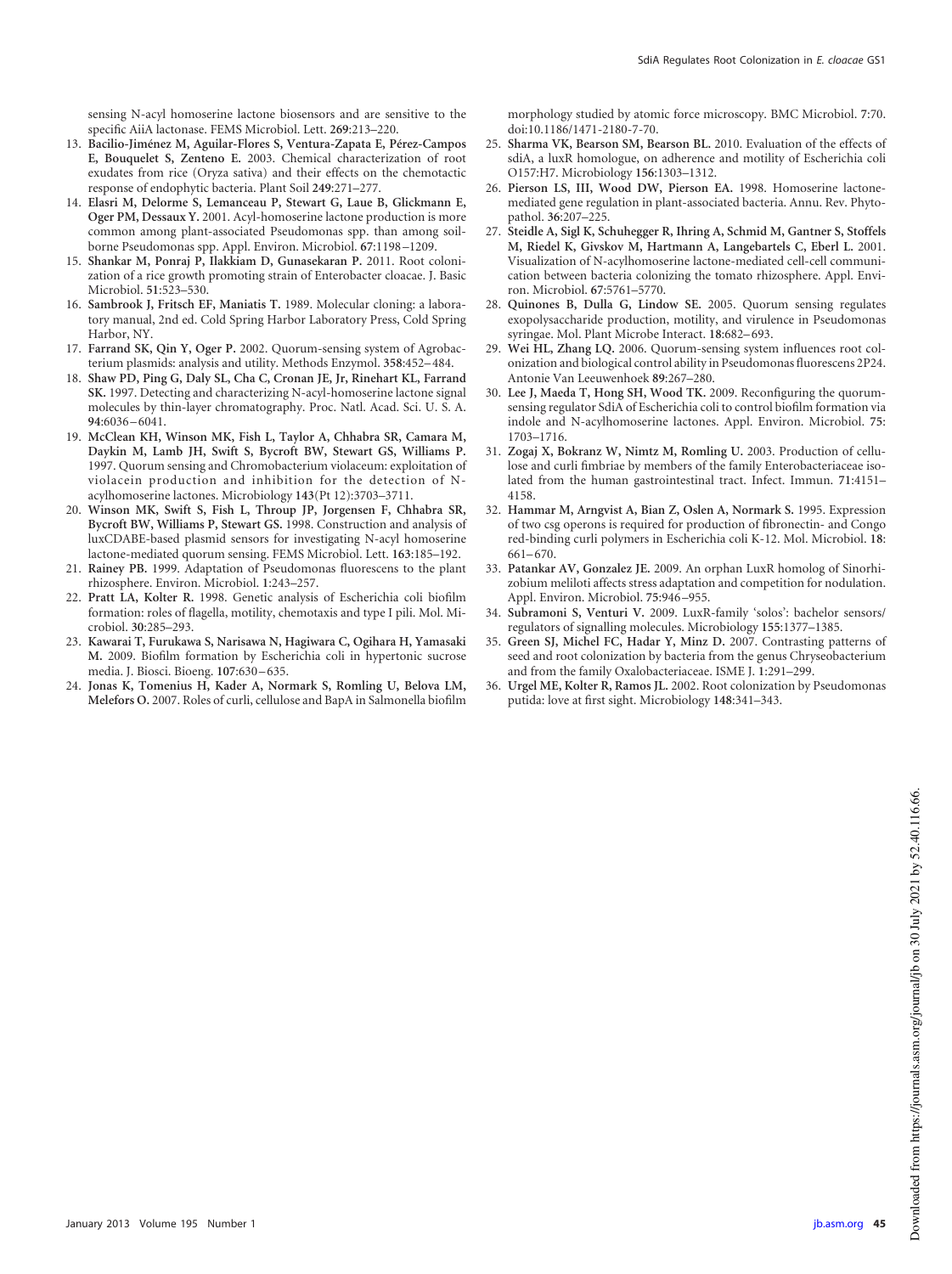sensing N-acyl homoserine lactone biosensors and are sensitive to the specific AiiA lactonase. FEMS Microbiol. Lett. **269**:213–220.

13. **Bacilio-Jiménez M, Aguilar-Flores S, Ventura-Zapata E, Pérez-Campos E, Bouquelet S, Zenteno E.** 2003. Chemical characterization of root exudates from rice (Oryza sativa) and their effects on the chemotactic response of endophytic bacteria. Plant Soil **249**:271–277.
14. **Elasri M, Delorme S, Lemanceau P, Stewart G, Laue B, Glickmann E, Oger PM, Dessaux Y.** 2001. Acyl-homoserine lactone production is more common among plant-associated Pseudomonas spp. than among soil-borne Pseudomonas spp. Appl. Environ. Microbiol. **67**:1198–1209.
15. **Shankar M, Ponraj P, Ilakkiam D, Gunasekaran P.** 2011. Root colonization of a rice growth promoting strain of Enterobacter cloacae. J. Basic Microbiol. **51**:523–530.
16. **Sambrook J, Fritsch EF, Maniatis T.** 1989. Molecular cloning: a laboratory manual, 2nd ed. Cold Spring Harbor Laboratory Press, Cold Spring Harbor, NY.
17. **Farrand SK, Qin Y, Oger P.** 2002. Quorum-sensing system of Agrobacterium plasmids: analysis and utility. Methods Enzymol. **358**:452–484.
18. **Shaw PD, Ping G, Daly SL, Cha C, Cronan JE, Jr, Rinehart KL, Farrand SK.** 1997. Detecting and characterizing N-acyl-homoserine lactone signal molecules by thin-layer chromatography. Proc. Natl. Acad. Sci. U. S. A. **94**:6036–6041.
19. **McClean KH, Winson MK, Fish L, Taylor A, Chhabra SR, Camara M, Daykin M, Lamb JH, Swift S, Bycroft BW, Stewart GS, Williams P.** 1997. Quorum sensing and Chromobacterium violaceum: exploitation of violacein production and inhibition for the detection of N-acylhomoserine lactones. Microbiology **143**(Pt 12):3703–3711.
20. **Winson MK, Swift S, Fish L, Throup JP, Jorgensen F, Chhabra SR, Bycroft BW, Williams P, Stewart GS.** 1998. Construction and analysis of luxCDABE-based plasmid sensors for investigating N-acyl homoserine lactone-mediated quorum sensing. FEMS Microbiol. Lett. **163**:185–192.
21. **Rainey PB.** 1999. Adaptation of Pseudomonas fluorescens to the plant rhizosphere. Environ. Microbiol. **1**:243–257.
22. **Pratt LA, Kolter R.** 1998. Genetic analysis of Escherichia coli biofilm formation: roles of flagella, motility, chemotaxis and type I pili. Mol. Microbiol. **30**:285–293.
23. **Kawarai T, Furukawa S, Narisawa N, Hagiwara C, Ogihara H, Yamasaki M.** 2009. Biofilm formation by Escherichia coli in hypertonic sucrose media. J. Biosci. Bioeng. **107**:630–635.
24. **Jonas K, Tomenius H, Kader A, Normark S, Romling U, Belova LM, Melefors O.** 2007. Roles of curli, cellulose and BapA in Salmonella biofilm morphology studied by atomic force microscopy. BMC Microbiol. **7**:70. doi:10.1186/1471-2180-7-70.
25. **Sharma VK, Bearson SM, Bearson BL.** 2010. Evaluation of the effects of sdiA, a luxR homologue, on adherence and motility of Escherichia coli O157:H7. Microbiology **156**:1303–1312.
26. **Pierson LS, III, Wood DW, Pierson EA.** 1998. Homoserine lactone-mediated gene regulation in plant-associated bacteria. Annu. Rev. Phytopathol. **36**:207–225.
27. **Steidle A, Sigl K, Schuhegger R, Ihring A, Schmid M, Gantner S, Stoffels M, Riedel K, Givskov M, Hartmann A, Langebartels C, Eberl L.** 2001. Visualization of N-acylhomoserine lactone-mediated cell-cell communication between bacteria colonizing the tomato rhizosphere. Appl. Environ. Microbiol. **67**:5761–5770.
28. **Quinones B, Dulla G, Lindow SE.** 2005. Quorum sensing regulates exopolysaccharide production, motility, and virulence in Pseudomonas syringae. Mol. Plant Microbe Interact. **18**:682–693.
29. **Wei HL, Zhang LQ.** 2006. Quorum-sensing system influences root colonization and biological control ability in Pseudomonas fluorescens 2P24. Antonie Van Leeuwenhoek **89**:267–280.
30. **Lee J, Maeda T, Hong SH, Wood TK.** 2009. Reconfiguring the quorum-sensing regulator SdiA of Escherichia coli to control biofilm formation via indole and N-acylhomoserine lactones. Appl. Environ. Microbiol. **75**: 1703–1716.
31. **Zogaj X, Bokranz W, Nimtz M, Romling U.** 2003. Production of cellulose and curli fimbriae by members of the family Enterobacteriaceae isolated from the human gastrointestinal tract. Infect. Immun. **71**:4151–4158.
32. **Hammar M, Arngvist A, Bian Z, Oslen A, Normark S.** 1995. Expression of two csg operons is required for production of fibronectin- and Congo red-binding curli polymers in Escherichia coli K-12. Mol. Microbiol. **18**: 661–670.
33. **Patankar AV, Gonzalez JE.** 2009. An orphan LuxR homolog of Sinorhizobium meliloti affects stress adaptation and competition for nodulation. Appl. Environ. Microbiol. **75**:946–955.
34. **Subramoni S, Venturi V.** 2009. LuxR-family 'solos': bachelor sensors/regulators of signalling molecules. Microbiology **155**:1377–1385.
35. **Green SJ, Michel FC, Hadar Y, Minz D.** 2007. Contrasting patterns of seed and root colonization by bacteria from the genus Chryseobacterium and from the family Oxalobacteriaceae. ISME J. **1**:291–299.
36. **Urgel ME, Kolter R, Ramos JL.** 2002. Root colonization by Pseudomonas putida: love at first sight. Microbiology **148**:341–343.